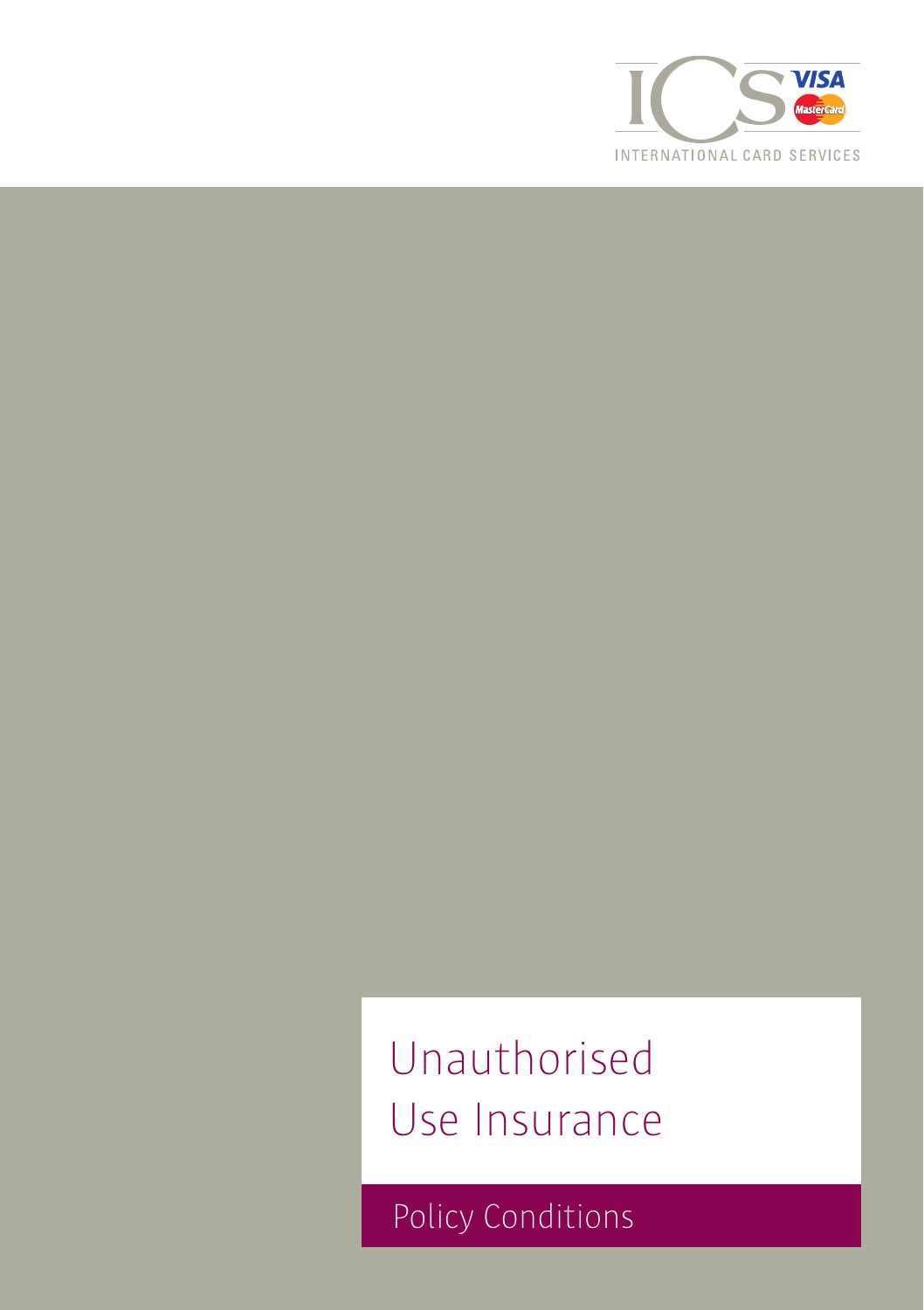ICS INTERNATIONAL CARD SERVICES

# Unauthorised Use Insurance

## Policy Conditions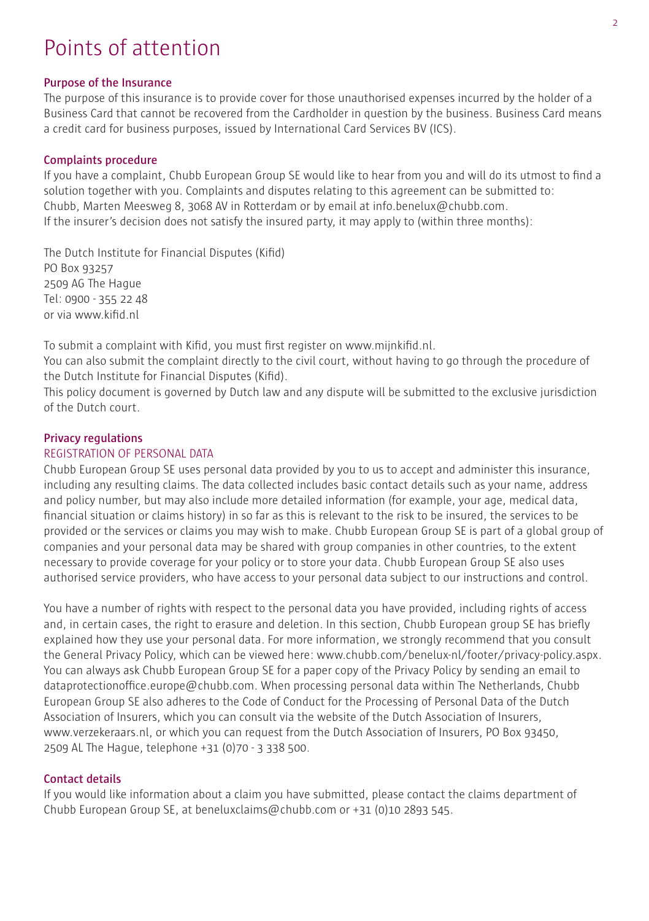# Points of attention

## Purpose of the Insurance

The purpose of this insurance is to provide cover for those unauthorised expenses incurred by the holder of a Business Card that cannot be recovered from the Cardholder in question by the business. Business Card means a credit card for business purposes, issued by International Card Services BV (ICS).

## Complaints procedure

If you have a complaint, Chubb European Group SE would like to hear from you and will do its utmost to find a solution together with you. Complaints and disputes relating to this agreement can be submitted to: Chubb, Marten Meesweg 8, 3068 AV in Rotterdam or by email at info.benelux@chubb.com.
If the insurer's decision does not satisfy the insured party, it may apply to (within three months):

The Dutch Institute for Financial Disputes (Kifid)
PO Box 93257
2509 AG The Hague
Tel: 0900 - 355 22 48
or via www.kifid.nl

To submit a complaint with Kifid, you must first register on www.mijnkifid.nl.
You can also submit the complaint directly to the civil court, without having to go through the procedure of the Dutch Institute for Financial Disputes (Kifid).
This policy document is governed by Dutch law and any dispute will be submitted to the exclusive jurisdiction of the Dutch court.

## Privacy regulations

### REGISTRATION OF PERSONAL DATA

Chubb European Group SE uses personal data provided by you to us to accept and administer this insurance, including any resulting claims. The data collected includes basic contact details such as your name, address and policy number, but may also include more detailed information (for example, your age, medical data, financial situation or claims history) in so far as this is relevant to the risk to be insured, the services to be provided or the services or claims you may wish to make. Chubb European Group SE is part of a global group of companies and your personal data may be shared with group companies in other countries, to the extent necessary to provide coverage for your policy or to store your data. Chubb European Group SE also uses authorised service providers, who have access to your personal data subject to our instructions and control.

You have a number of rights with respect to the personal data you have provided, including rights of access and, in certain cases, the right to erasure and deletion. In this section, Chubb European group SE has briefly explained how they use your personal data. For more information, we strongly recommend that you consult the General Privacy Policy, which can be viewed here: www.chubb.com/benelux-nl/footer/privacy-policy.aspx. You can always ask Chubb European Group SE for a paper copy of the Privacy Policy by sending an email to dataprotectionoffice.europe@chubb.com. When processing personal data within The Netherlands, Chubb European Group SE also adheres to the Code of Conduct for the Processing of Personal Data of the Dutch Association of Insurers, which you can consult via the website of the Dutch Association of Insurers, www.verzekeraars.nl, or which you can request from the Dutch Association of Insurers, PO Box 93450, 2509 AL The Hague, telephone +31 (0)70 - 3 338 500.

## Contact details

If you would like information about a claim you have submitted, please contact the claims department of Chubb European Group SE, at beneluxclaims@chubb.com or +31 (0)10 2893 545.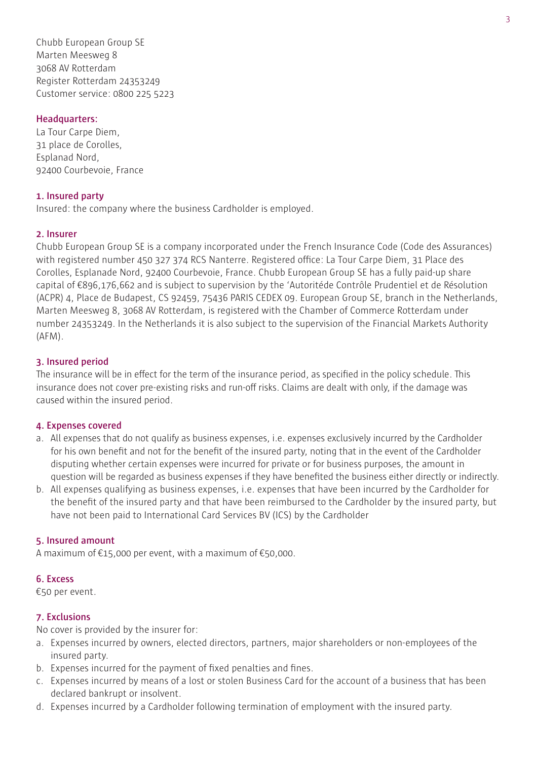Chubb European Group SE
Marten Meesweg 8
3068 AV Rotterdam
Register Rotterdam 24353249
Customer service: 0800 225 5223

## Headquarters:

La Tour Carpe Diem,
31 place de Corolles,
Esplanad Nord,
92400 Courbevoie, France

## 1. Insured party

Insured: the company where the business Cardholder is employed.

## 2. Insurer

Chubb European Group SE is a company incorporated under the French Insurance Code (Code des Assurances) with registered number 450 327 374 RCS Nanterre. Registered office: La Tour Carpe Diem, 31 Place des Corolles, Esplanade Nord, 92400 Courbevoie, France. Chubb European Group SE has a fully paid-up share capital of €896,176,662 and is subject to supervision by the 'Autoritéde Contrôle Prudentiel et de Résolution (ACPR) 4, Place de Budapest, CS 92459, 75436 PARIS CEDEX 09. European Group SE, branch in the Netherlands, Marten Meesweg 8, 3068 AV Rotterdam, is registered with the Chamber of Commerce Rotterdam under number 24353249. In the Netherlands it is also subject to the supervision of the Financial Markets Authority (AFM).

## 3. Insured period

The insurance will be in effect for the term of the insurance period, as specified in the policy schedule. This insurance does not cover pre-existing risks and run-off risks. Claims are dealt with only, if the damage was caused within the insured period.

## 4. Expenses covered

a. All expenses that do not qualify as business expenses, i.e. expenses exclusively incurred by the Cardholder for his own benefit and not for the benefit of the insured party, noting that in the event of the Cardholder disputing whether certain expenses were incurred for private or for business purposes, the amount in question will be regarded as business expenses if they have benefited the business either directly or indirectly.
b. All expenses qualifying as business expenses, i.e. expenses that have been incurred by the Cardholder for the benefit of the insured party and that have been reimbursed to the Cardholder by the insured party, but have not been paid to International Card Services BV (ICS) by the Cardholder

## 5. Insured amount

A maximum of €15,000 per event, with a maximum of €50,000.

## 6. Excess

€50 per event.

## 7. Exclusions

No cover is provided by the insurer for:

a. Expenses incurred by owners, elected directors, partners, major shareholders or non-employees of the insured party.
b. Expenses incurred for the payment of fixed penalties and fines.
c. Expenses incurred by means of a lost or stolen Business Card for the account of a business that has been declared bankrupt or insolvent.
d. Expenses incurred by a Cardholder following termination of employment with the insured party.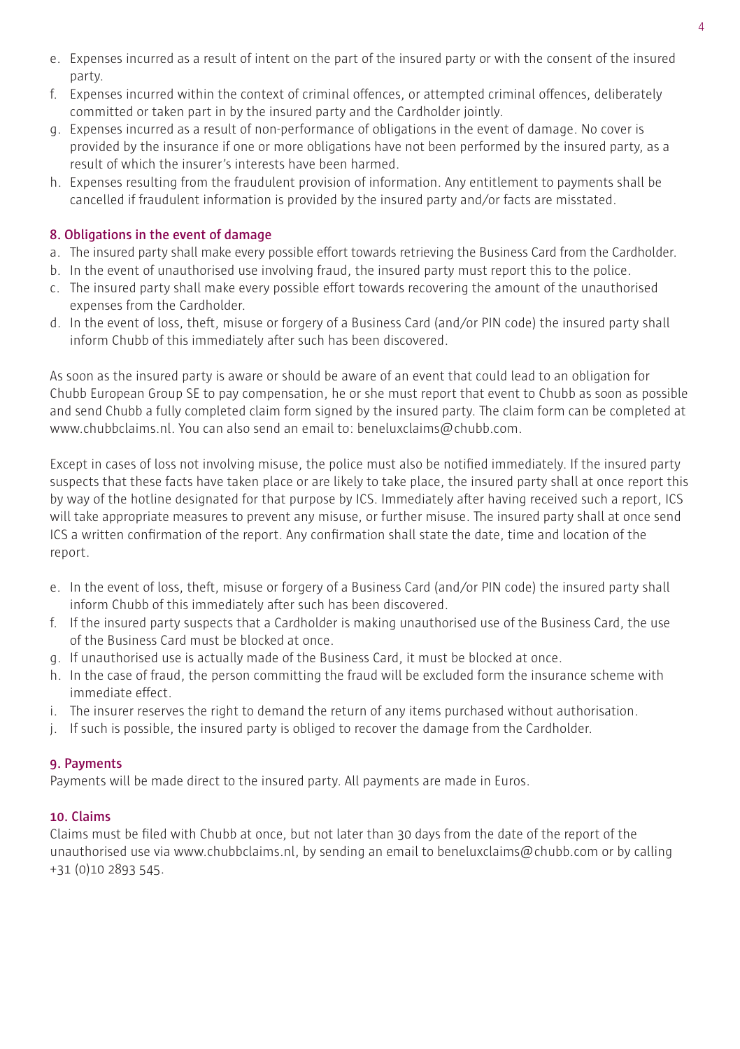e. Expenses incurred as a result of intent on the part of the insured party or with the consent of the insured party.
f. Expenses incurred within the context of criminal offences, or attempted criminal offences, deliberately committed or taken part in by the insured party and the Cardholder jointly.
g. Expenses incurred as a result of non-performance of obligations in the event of damage. No cover is provided by the insurance if one or more obligations have not been performed by the insured party, as a result of which the insurer's interests have been harmed.
h. Expenses resulting from the fraudulent provision of information. Any entitlement to payments shall be cancelled if fraudulent information is provided by the insured party and/or facts are misstated.

## 8. Obligations in the event of damage

a. The insured party shall make every possible effort towards retrieving the Business Card from the Cardholder.
b. In the event of unauthorised use involving fraud, the insured party must report this to the police.
c. The insured party shall make every possible effort towards recovering the amount of the unauthorised expenses from the Cardholder.
d. In the event of loss, theft, misuse or forgery of a Business Card (and/or PIN code) the insured party shall inform Chubb of this immediately after such has been discovered.

As soon as the insured party is aware or should be aware of an event that could lead to an obligation for Chubb European Group SE to pay compensation, he or she must report that event to Chubb as soon as possible and send Chubb a fully completed claim form signed by the insured party. The claim form can be completed at www.chubbclaims.nl. You can also send an email to: beneluxclaims@chubb.com.

Except in cases of loss not involving misuse, the police must also be notified immediately. If the insured party suspects that these facts have taken place or are likely to take place, the insured party shall at once report this by way of the hotline designated for that purpose by ICS. Immediately after having received such a report, ICS will take appropriate measures to prevent any misuse, or further misuse. The insured party shall at once send ICS a written confirmation of the report. Any confirmation shall state the date, time and location of the report.

e. In the event of loss, theft, misuse or forgery of a Business Card (and/or PIN code) the insured party shall inform Chubb of this immediately after such has been discovered.
f. If the insured party suspects that a Cardholder is making unauthorised use of the Business Card, the use of the Business Card must be blocked at once.
g. If unauthorised use is actually made of the Business Card, it must be blocked at once.
h. In the case of fraud, the person committing the fraud will be excluded form the insurance scheme with immediate effect.
i. The insurer reserves the right to demand the return of any items purchased without authorisation.
j. If such is possible, the insured party is obliged to recover the damage from the Cardholder.

## 9. Payments

Payments will be made direct to the insured party. All payments are made in Euros.

## 10. Claims

Claims must be filed with Chubb at once, but not later than 30 days from the date of the report of the unauthorised use via www.chubbclaims.nl, by sending an email to beneluxclaims@chubb.com or by calling +31 (0)10 2893 545.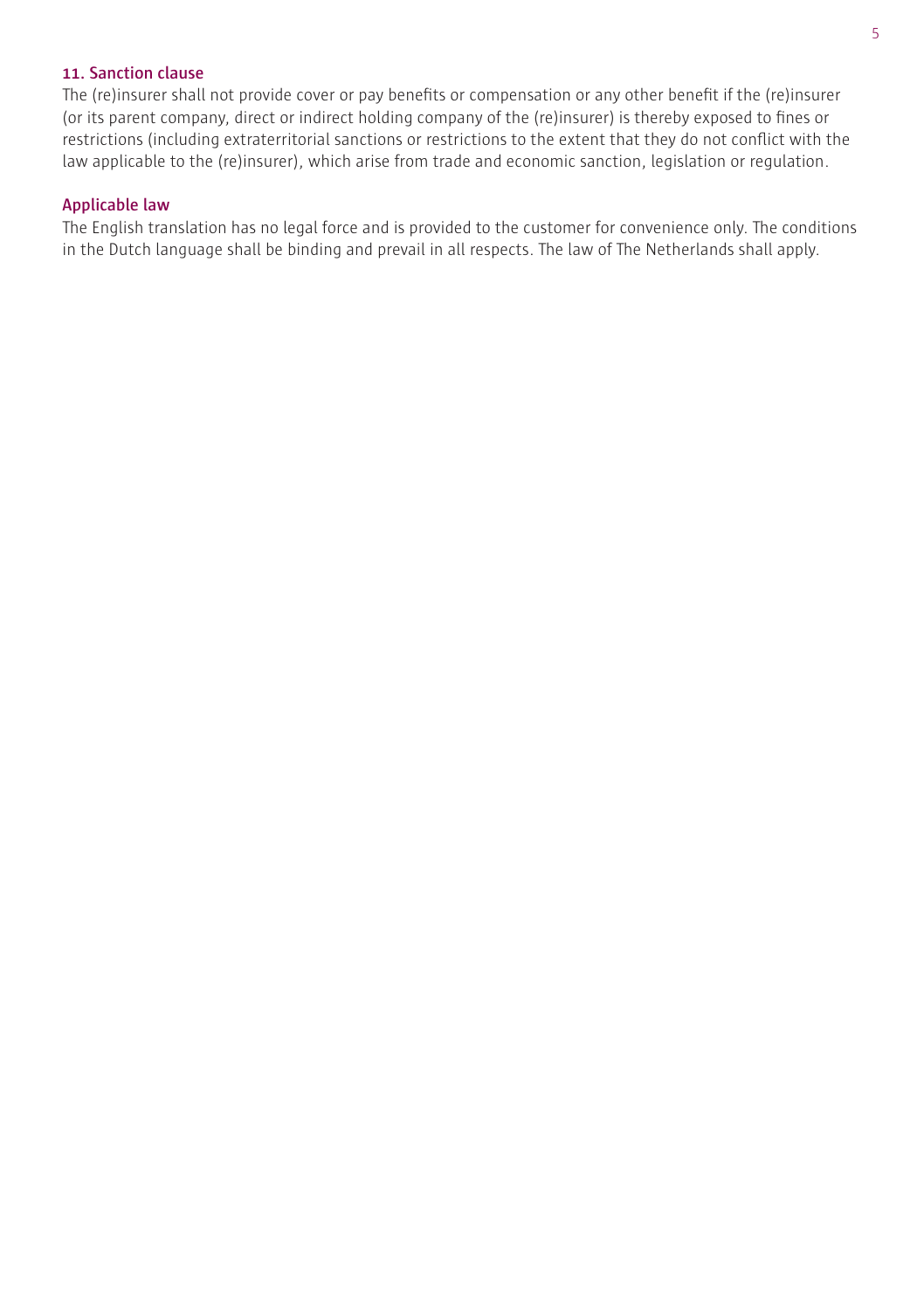## 11. Sanction clause

The (re)insurer shall not provide cover or pay benefits or compensation or any other benefit if the (re)insurer (or its parent company, direct or indirect holding company of the (re)insurer) is thereby exposed to fines or restrictions (including extraterritorial sanctions or restrictions to the extent that they do not conflict with the law applicable to the (re)insurer), which arise from trade and economic sanction, legislation or regulation.

## Applicable law

The English translation has no legal force and is provided to the customer for convenience only. The conditions in the Dutch language shall be binding and prevail in all respects. The law of The Netherlands shall apply.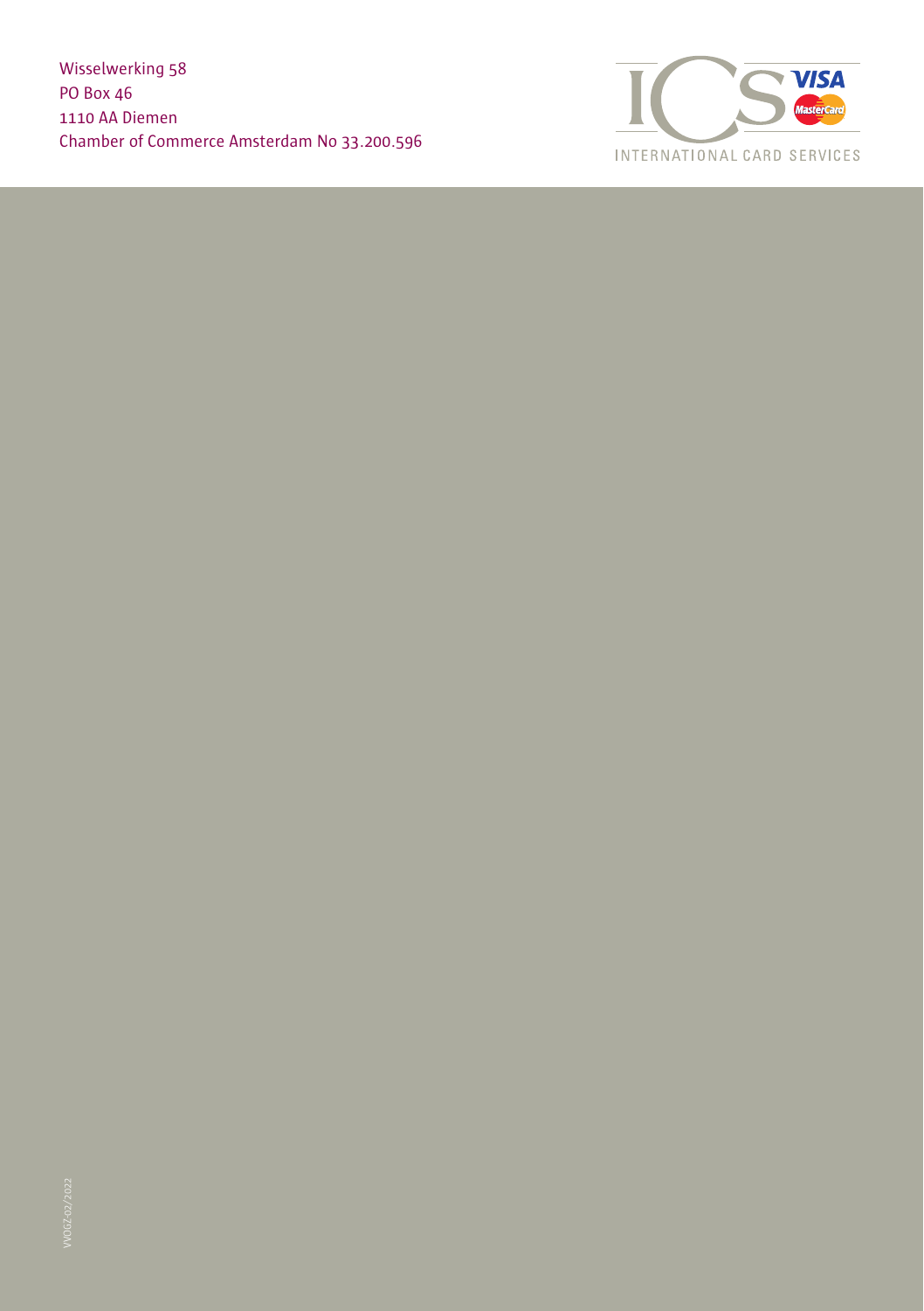Wisselwerking 58
PO Box 46
1110 AA Diemen
Chamber of Commerce Amsterdam No 33.200.596

INTERNATIONAL CARD SERVICES

VOGZ-02/2022